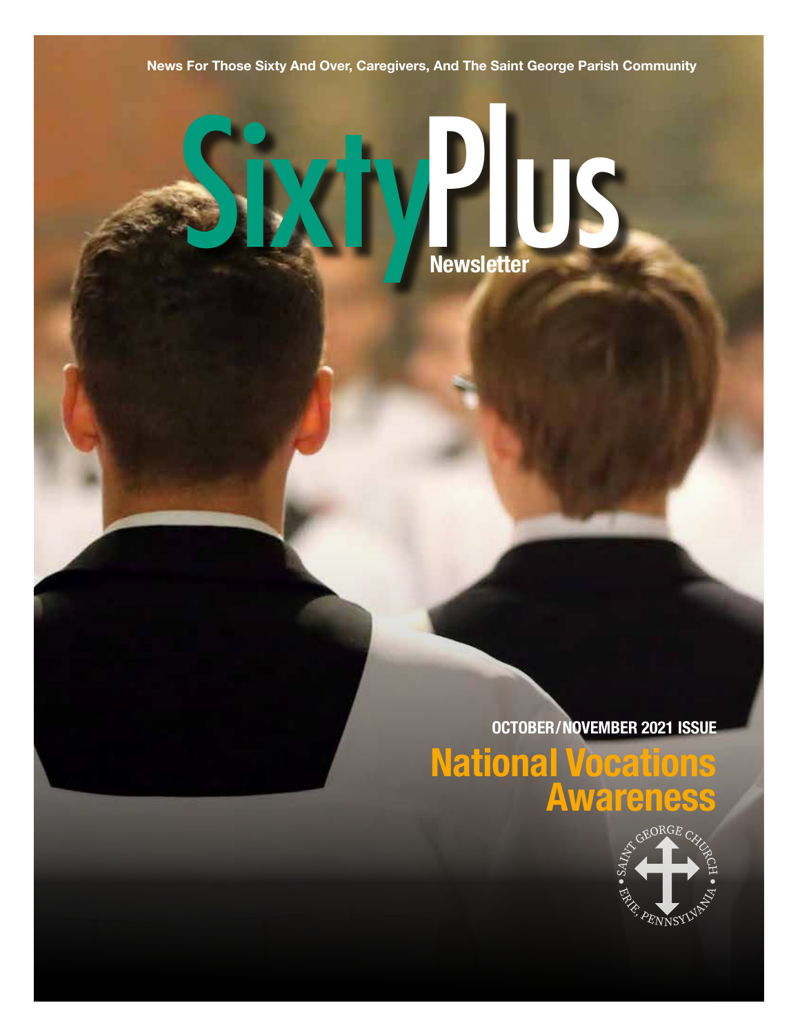News For Those Sixty And Over, Caregivers, And The Saint George Parish Community

# SixtyPlus Newsletter

**OCTOBER/NOVEMBER 2021 ISSUE**

## National Vocations Awareness

SAINT GEORGE CHURCH • ERIE, PENNSYLVANIA •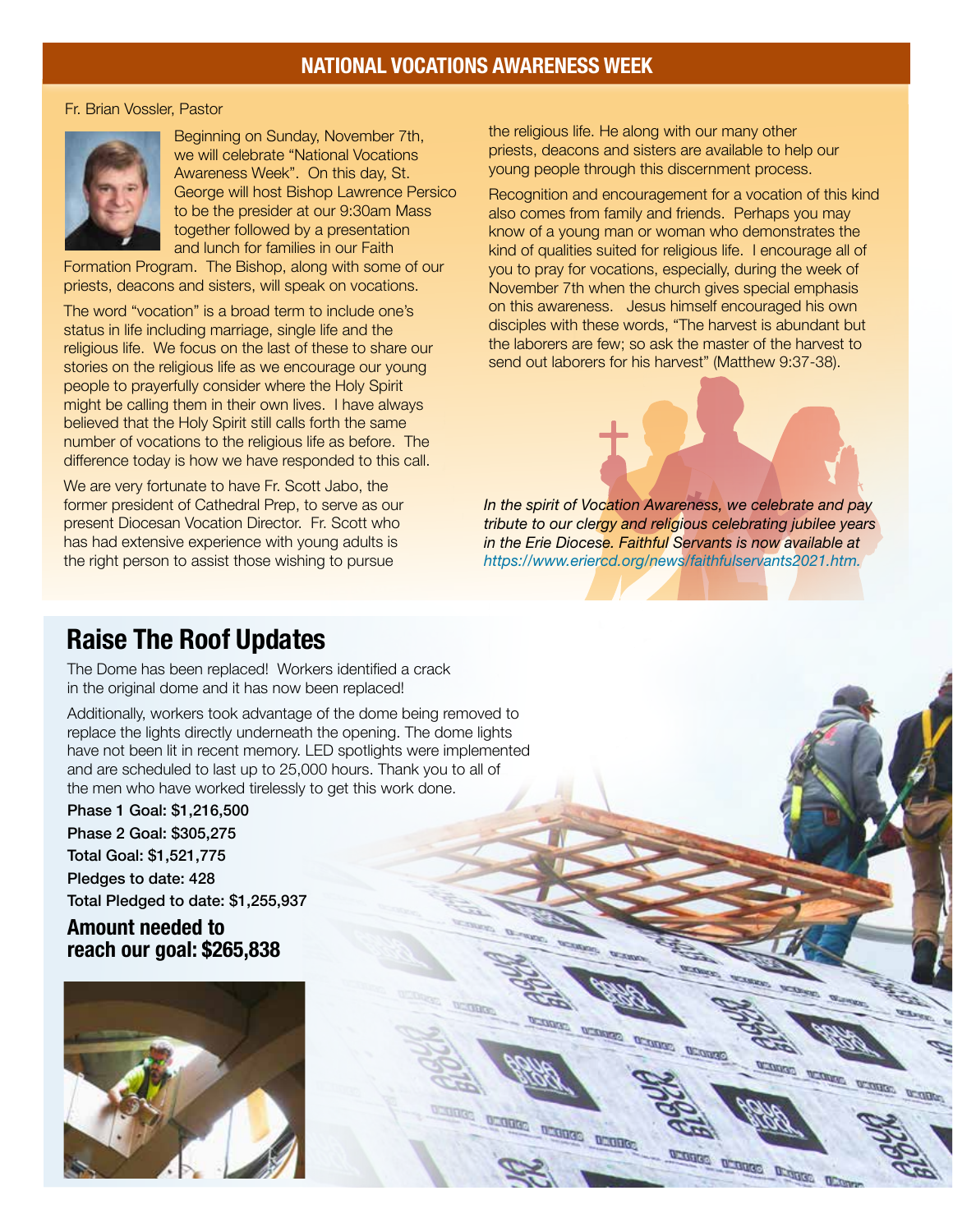## NATIONAL VOCATIONS AWARENESS WEEK

Fr. Brian Vossler, Pastor

Beginning on Sunday, November 7th, we will celebrate "National Vocations Awareness Week". On this day, St. George will host Bishop Lawrence Persico to be the presider at our 9:30am Mass together followed by a presentation and lunch for families in our Faith Formation Program. The Bishop, along with some of our priests, deacons and sisters, will speak on vocations.

The word "vocation" is a broad term to include one's status in life including marriage, single life and the religious life. We focus on the last of these to share our stories on the religious life as we encourage our young people to prayerfully consider where the Holy Spirit might be calling them in their own lives. I have always believed that the Holy Spirit still calls forth the same number of vocations to the religious life as before. The difference today is how we have responded to this call.

We are very fortunate to have Fr. Scott Jabo, the former president of Cathedral Prep, to serve as our present Diocesan Vocation Director. Fr. Scott who has had extensive experience with young adults is the right person to assist those wishing to pursue the religious life. He along with our many other priests, deacons and sisters are available to help our young people through this discernment process.

Recognition and encouragement for a vocation of this kind also comes from family and friends. Perhaps you may know of a young man or woman who demonstrates the kind of qualities suited for religious life. I encourage all of you to pray for vocations, especially, during the week of November 7th when the church gives special emphasis on this awareness. Jesus himself encouraged his own disciples with these words, "The harvest is abundant but the laborers are few; so ask the master of the harvest to send out laborers for his harvest" (Matthew 9:37-38).

*In the spirit of Vocation Awareness, we celebrate and pay tribute to our clergy and religious celebrating jubilee years in the Erie Diocese. Faithful Servants is now available at https://www.eriercd.org/news/faithfulservants2021.htm.*

## Raise The Roof Updates

The Dome has been replaced! Workers identified a crack in the original dome and it has now been replaced!

Additionally, workers took advantage of the dome being removed to replace the lights directly underneath the opening. The dome lights have not been lit in recent memory. LED spotlights were implemented and are scheduled to last up to 25,000 hours. Thank you to all of the men who have worked tirelessly to get this work done.

**Phase 1 Goal: $1,216,500**

**Phase 2 Goal: $305,275**

**Total Goal: $1,521,775**

**Pledges to date: 428**

**Total Pledged to date: $1,255,937**

### Amount needed to reach our goal: $265,838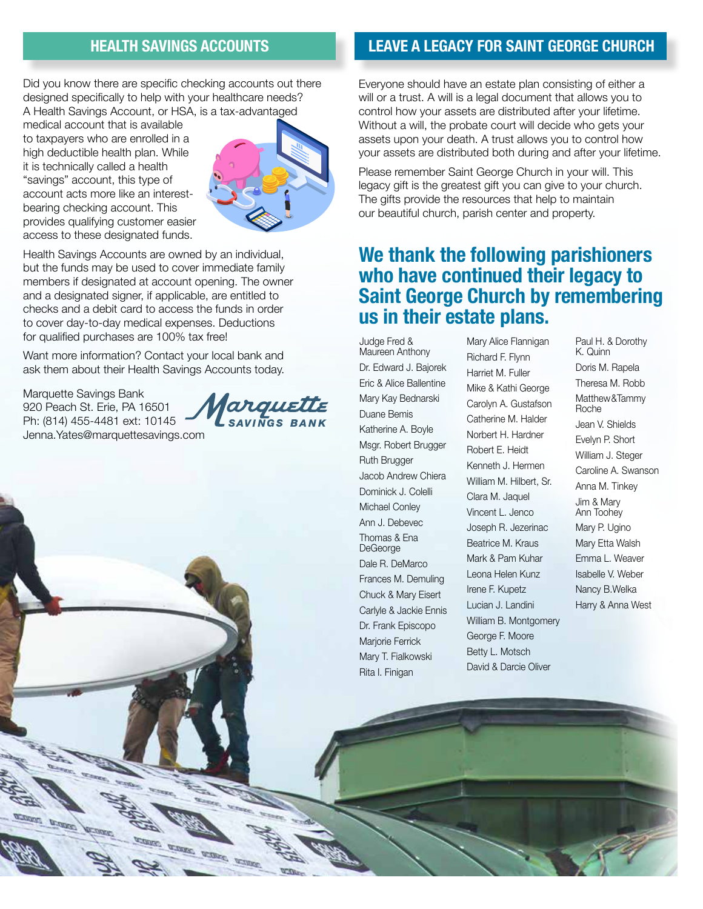## HEALTH SAVINGS ACCOUNTS

Did you know there are specific checking accounts out there designed specifically to help with your healthcare needs? A Health Savings Account, or HSA, is a tax-advantaged medical account that is available to taxpayers who are enrolled in a high deductible health plan. While it is technically called a health "savings" account, this type of account acts more like an interest-bearing checking account. This provides qualifying customer easier access to these designated funds.

Health Savings Accounts are owned by an individual, but the funds may be used to cover immediate family members if designated at account opening. The owner and a designated signer, if applicable, are entitled to checks and a debit card to access the funds in order to cover day-to-day medical expenses. Deductions for qualified purchases are 100% tax free!

Want more information? Contact your local bank and ask them about their Health Savings Accounts today.

Marquette Savings Bank
920 Peach St. Erie, PA 16501
Ph: (814) 455-4481 ext: 10145
Jenna.Yates@marquettesavings.com

Marquette SAVINGS BANK

## LEAVE A LEGACY FOR SAINT GEORGE CHURCH

Everyone should have an estate plan consisting of either a will or a trust. A will is a legal document that allows you to control how your assets are distributed after your lifetime. Without a will, the probate court will decide who gets your assets upon your death. A trust allows you to control how your assets are distributed both during and after your lifetime.

Please remember Saint George Church in your will. This legacy gift is the greatest gift you can give to your church. The gifts provide the resources that help to maintain our beautiful church, parish center and property.

## We thank the following parishioners who have continued their legacy to Saint George Church by remembering us in their estate plans.

Judge Fred & Maureen Anthony
Dr. Edward J. Bajorek
Eric & Alice Ballentine
Mary Kay Bednarski
Duane Bemis
Katherine A. Boyle
Msgr. Robert Brugger
Ruth Brugger
Jacob Andrew Chiera
Dominick J. Colelli
Michael Conley
Ann J. Debevec
Thomas & Ena DeGeorge
Dale R. DeMarco
Frances M. Demuling
Chuck & Mary Eisert
Carlyle & Jackie Ennis
Dr. Frank Episcopo
Marjorie Ferrick
Mary T. Fialkowski
Rita I. Finigan
Mary Alice Flannigan
Richard F. Flynn
Harriet M. Fuller
Mike & Kathi George
Carolyn A. Gustafson
Catherine M. Halder
Norbert H. Hardner
Robert E. Heidt
Kenneth J. Hermen
William M. Hilbert, Sr.
Clara M. Jaquel
Vincent L. Jenco
Joseph R. Jezerinac
Beatrice M. Kraus
Mark & Pam Kuhar
Leona Helen Kunz
Irene F. Kupetz
Lucian J. Landini
William B. Montgomery
George F. Moore
Betty L. Motsch
David & Darcie Oliver
Paul H. & Dorothy K. Quinn
Doris M. Rapela
Theresa M. Robb
Matthew&Tammy Roche
Jean V. Shields
Evelyn P. Short
William J. Steger
Caroline A. Swanson
Anna M. Tinkey
Jim & Mary Ann Toohey
Mary P. Ugino
Mary Etta Walsh
Emma L. Weaver
Isabelle V. Weber
Nancy B.Welka
Harry & Anna West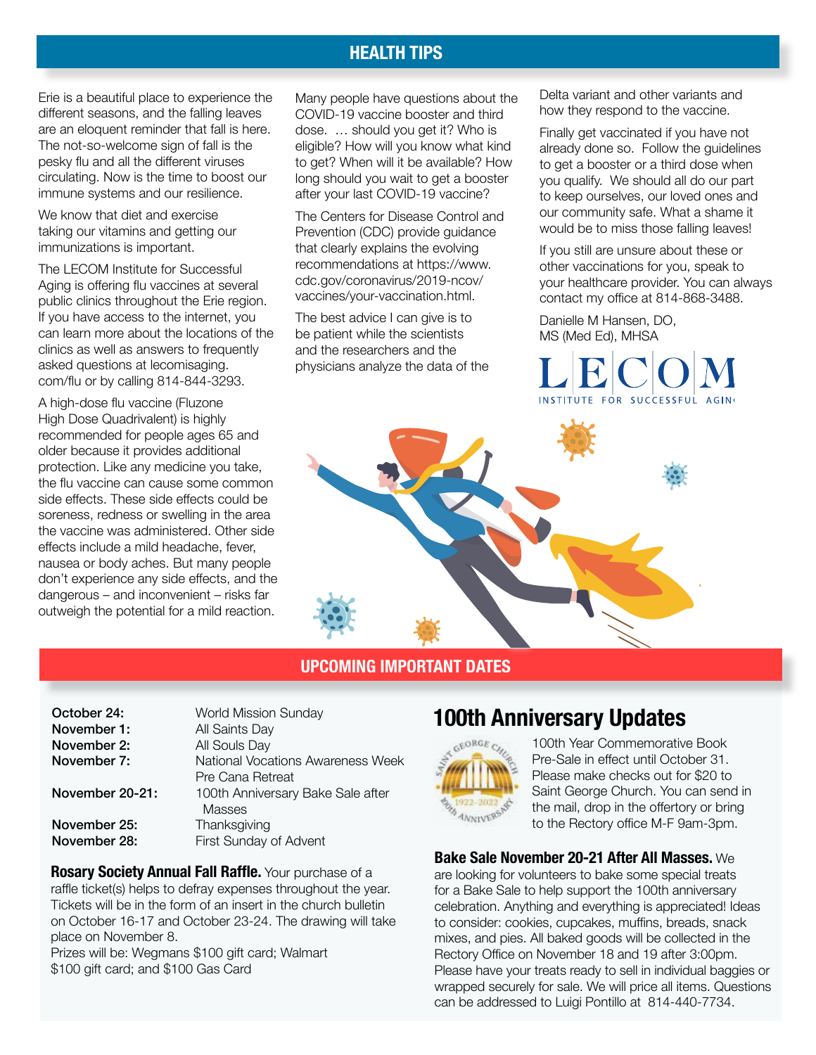## HEALTH TIPS

Erie is a beautiful place to experience the different seasons, and the falling leaves are an eloquent reminder that fall is here. The not-so-welcome sign of fall is the pesky flu and all the different viruses circulating. Now is the time to boost our immune systems and our resilience.

We know that diet and exercise taking our vitamins and getting our immunizations is important.

The LECOM Institute for Successful Aging is offering flu vaccines at several public clinics throughout the Erie region. If you have access to the internet, you can learn more about the locations of the clinics as well as answers to frequently asked questions at lecomisaging.com/flu or by calling 814-844-3293.

A high-dose flu vaccine (Fluzone High Dose Quadrivalent) is highly recommended for people ages 65 and older because it provides additional protection. Like any medicine you take, the flu vaccine can cause some common side effects. These side effects could be soreness, redness or swelling in the area the vaccine was administered. Other side effects include a mild headache, fever, nausea or body aches. But many people don't experience any side effects, and the dangerous – and inconvenient – risks far outweigh the potential for a mild reaction.

Many people have questions about the COVID-19 vaccine booster and third dose. … should you get it? Who is eligible? How will you know what kind to get? When will it be available? How long should you wait to get a booster after your last COVID-19 vaccine?

The Centers for Disease Control and Prevention (CDC) provide guidance that clearly explains the evolving recommendations at https://www.cdc.gov/coronavirus/2019-ncov/vaccines/your-vaccination.html.

The best advice I can give is to be patient while the scientists and the researchers and the physicians analyze the data of the Delta variant and other variants and how they respond to the vaccine.

Finally get vaccinated if you have not already done so. Follow the guidelines to get a booster or a third dose when you qualify. We should all do our part to keep ourselves, our loved ones and our community safe. What a shame it would be to miss those falling leaves!

If you still are unsure about these or other vaccinations for you, speak to your healthcare provider. You can always contact my office at 814-868-3488.

Danielle M Hansen, DO,
MS (Med Ed), MHSA

LECOM
INSTITUTE FOR SUCCESSFUL AGING

## UPCOMING IMPORTANT DATES

| | |
|---|---|
| **October 24:** | World Mission Sunday |
| **November 1:** | All Saints Day |
| **November 2:** | All Souls Day |
| **November 7:** | National Vocations Awareness Week<br>Pre Cana Retreat |
| **November 20-21:** | 100th Anniversary Bake Sale after Masses |
| **November 25:** | Thanksgiving |
| **November 28:** | First Sunday of Advent |

**Rosary Society Annual Fall Raffle.** Your purchase of a raffle ticket(s) helps to defray expenses throughout the year. Tickets will be in the form of an insert in the church bulletin on October 16-17 and October 23-24. The drawing will take place on November 8.
Prizes will be: Wegmans $100 gift card; Walmart $100 gift card; and $100 Gas Card

## 100th Anniversary Updates

100th Year Commemorative Book Pre-Sale in effect until October 31. Please make checks out for $20 to Saint George Church. You can send in the mail, drop in the offertory or bring to the Rectory office M-F 9am-3pm.

**Bake Sale November 20-21 After All Masses.** We are looking for volunteers to bake some special treats for a Bake Sale to help support the 100th anniversary celebration. Anything and everything is appreciated! Ideas to consider: cookies, cupcakes, muffins, breads, snack mixes, and pies. All baked goods will be collected in the Rectory Office on November 18 and 19 after 3:00pm. Please have your treats ready to sell in individual baggies or wrapped securely for sale. We will price all items. Questions can be addressed to Luigi Pontillo at 814-440-7734.